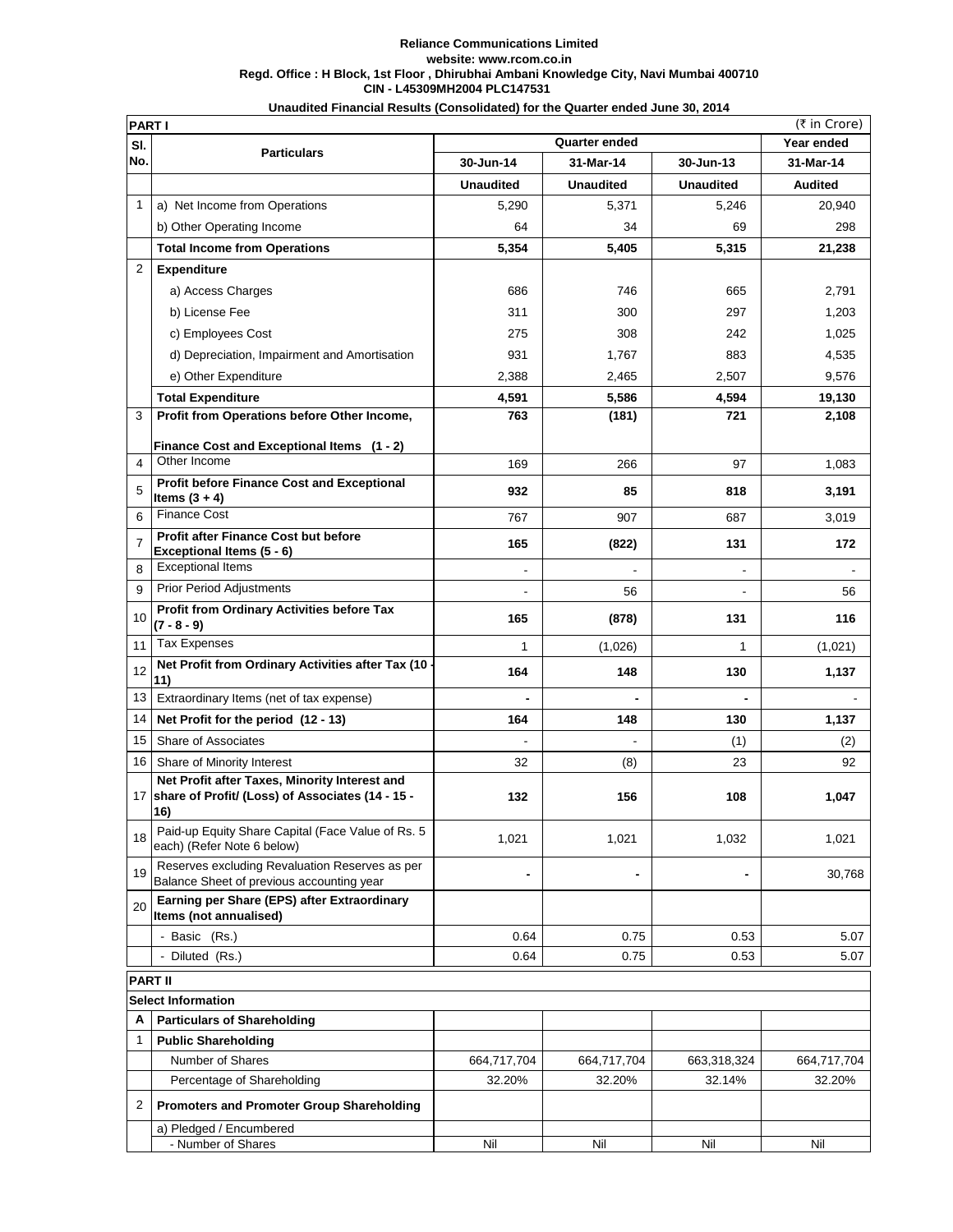**Reliance Communications Limited**
**website: www.rcom.co.in**
**Regd. Office : H Block, 1st Floor , Dhirubhai Ambani Knowledge City, Navi Mumbai 400710**
**CIN - L45309MH2004 PLC147531**

**Unaudited Financial Results (Consolidated) for the Quarter ended June 30, 2014**

| **PART I** | | | | | (₹ in Crore) |
|---|---|---|---|---|---|
| **Sl. No.** | **Particulars** | **Quarter ended** | | | **Year ended** |
| | | **30-Jun-14** | **31-Mar-14** | **30-Jun-13** | **31-Mar-14** |
| | | **Unaudited** | **Unaudited** | **Unaudited** | **Audited** |
| 1 | a) Net Income from Operations | 5,290 | 5,371 | 5,246 | 20,940 |
| | b) Other Operating Income | 64 | 34 | 69 | 298 |
| | **Total Income from Operations** | **5,354** | **5,405** | **5,315** | **21,238** |
| 2 | **Expenditure** | | | | |
| | a) Access Charges | 686 | 746 | 665 | 2,791 |
| | b) License Fee | 311 | 300 | 297 | 1,203 |
| | c) Employees Cost | 275 | 308 | 242 | 1,025 |
| | d) Depreciation, Impairment and Amortisation | 931 | 1,767 | 883 | 4,535 |
| | e) Other Expenditure | 2,388 | 2,465 | 2,507 | 9,576 |
| | **Total Expenditure** | **4,591** | **5,586** | **4,594** | **19,130** |
| 3 | **Profit from Operations before Other Income, Finance Cost and Exceptional Items (1 - 2)** | **763** | **(181)** | **721** | **2,108** |
| 4 | Other Income | 169 | 266 | 97 | 1,083 |
| 5 | **Profit before Finance Cost and Exceptional Items (3 + 4)** | **932** | **85** | **818** | **3,191** |
| 6 | Finance Cost | 767 | 907 | 687 | 3,019 |
| 7 | **Profit after Finance Cost but before Exceptional Items (5 - 6)** | **165** | **(822)** | **131** | **172** |
| 8 | Exceptional Items | - | - | - | - |
| 9 | Prior Period Adjustments | - | 56 | - | 56 |
| 10 | **Profit from Ordinary Activities before Tax (7 - 8 - 9)** | **165** | **(878)** | **131** | **116** |
| 11 | Tax Expenses | 1 | (1,026) | 1 | (1,021) |
| 12 | **Net Profit from Ordinary Activities after Tax (10 - 11)** | **164** | **148** | **130** | **1,137** |
| 13 | Extraordinary Items (net of tax expense) | **-** | **-** | **-** | - |
| 14 | **Net Profit for the period (12 - 13)** | **164** | **148** | **130** | **1,137** |
| 15 | Share of Associates | - | - | (1) | (2) |
| 16 | Share of Minority Interest | 32 | (8) | 23 | 92 |
| 17 | **Net Profit after Taxes, Minority Interest and share of Profit/ (Loss) of Associates (14 - 15 - 16)** | **132** | **156** | **108** | **1,047** |
| 18 | Paid-up Equity Share Capital (Face Value of Rs. 5 each) (Refer Note 6 below) | 1,021 | 1,021 | 1,032 | 1,021 |
| 19 | Reserves excluding Revaluation Reserves as per Balance Sheet of previous accounting year | **-** | **-** | **-** | 30,768 |
| 20 | **Earning per Share (EPS) after Extraordinary Items (not annualised)** | | | | |
| | - Basic (Rs.) | 0.64 | 0.75 | 0.53 | 5.07 |
| | - Diluted (Rs.) | 0.64 | 0.75 | 0.53 | 5.07 |
| **PART II** | | | | | |
| **Select Information** | | | | | |
| **A** | **Particulars of Shareholding** | | | | |
| 1 | **Public Shareholding** | | | | |
| | Number of Shares | 664,717,704 | 664,717,704 | 663,318,324 | 664,717,704 |
| | Percentage of Shareholding | 32.20% | 32.20% | 32.14% | 32.20% |
| 2 | **Promoters and Promoter Group Shareholding** | | | | |
| | a) Pledged / Encumbered | | | | |
| | - Number of Shares | Nil | Nil | Nil | Nil |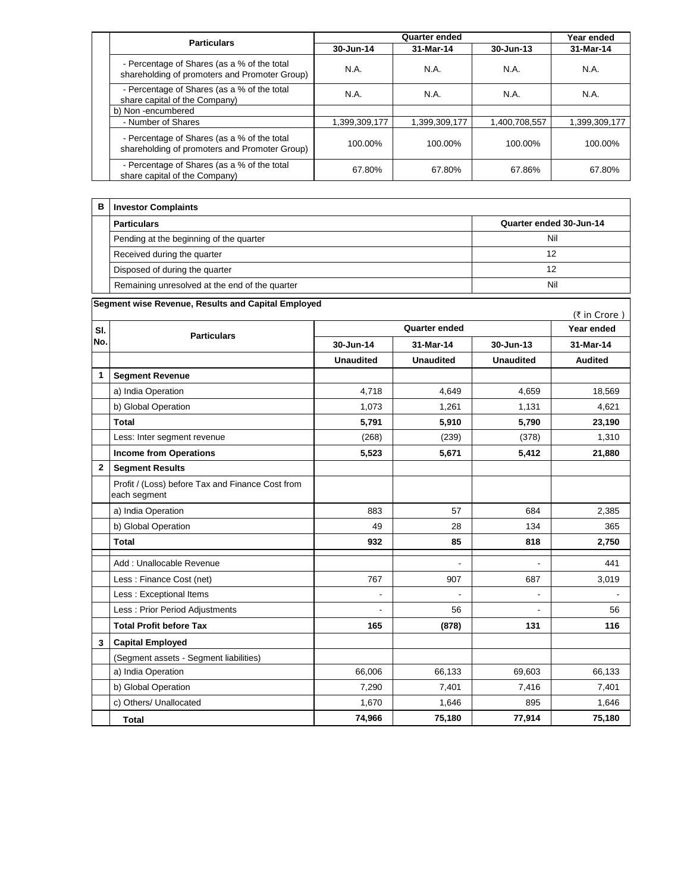| Particulars | Quarter ended | | | Year ended |
|---|---|---|---|---|
| | 30-Jun-14 | 31-Mar-14 | 30-Jun-13 | 31-Mar-14 |
| - Percentage of Shares (as a % of the total shareholding of promoters and Promoter Group) | N.A. | N.A. | N.A. | N.A. |
| - Percentage of Shares (as a % of the total share capital of the Company) | N.A. | N.A. | N.A. | N.A. |
| b) Non -encumbered | | | | |
| - Number of Shares | 1,399,309,177 | 1,399,309,177 | 1,400,708,557 | 1,399,309,177 |
| - Percentage of Shares (as a % of the total shareholding of promoters and Promoter Group) | 100.00% | 100.00% | 100.00% | 100.00% |
| - Percentage of Shares (as a % of the total share capital of the Company) | 67.80% | 67.80% | 67.86% | 67.80% |

| B | Investor Complaints | |
|---|---|---|
| | **Particulars** | **Quarter ended 30-Jun-14** |
| | Pending at the beginning of the quarter | Nil |
| | Received during the quarter | 12 |
| | Disposed of during the quarter | 12 |
| | Remaining unresolved at the end of the quarter | Nil |

**Segment wise Revenue, Results and Capital Employed**

(₹ in Crore )

| Sl. No. | Particulars | Quarter ended | | | Year ended |
|---|---|---|---|---|---|
| | | 30-Jun-14 | 31-Mar-14 | 30-Jun-13 | 31-Mar-14 |
| | | **Unaudited** | **Unaudited** | **Unaudited** | **Audited** |
| **1** | **Segment Revenue** | | | | |
| | a) India Operation | 4,718 | 4,649 | 4,659 | 18,569 |
| | b) Global Operation | 1,073 | 1,261 | 1,131 | 4,621 |
| | **Total** | **5,791** | **5,910** | **5,790** | **23,190** |
| | Less: Inter segment revenue | (268) | (239) | (378) | 1,310 |
| | **Income from Operations** | **5,523** | **5,671** | **5,412** | **21,880** |
| **2** | **Segment Results** | | | | |
| | Profit / (Loss) before Tax and Finance Cost from each segment | | | | |
| | a) India Operation | 883 | 57 | 684 | 2,385 |
| | b) Global Operation | 49 | 28 | 134 | 365 |
| | **Total** | **932** | **85** | **818** | **2,750** |
| | Add : Unallocable Revenue | | - | - | 441 |
| | Less : Finance Cost (net) | 767 | 907 | 687 | 3,019 |
| | Less : Exceptional Items | - | - | - | - |
| | Less : Prior Period Adjustments | - | 56 | - | 56 |
| | **Total Profit before Tax** | **165** | **(878)** | **131** | **116** |
| **3** | **Capital Employed** | | | | |
| | (Segment assets - Segment liabilities) | | | | |
| | a) India Operation | 66,006 | 66,133 | 69,603 | 66,133 |
| | b) Global Operation | 7,290 | 7,401 | 7,416 | 7,401 |
| | c) Others/ Unallocated | 1,670 | 1,646 | 895 | 1,646 |
| | **Total** | **74,966** | **75,180** | **77,914** | **75,180** |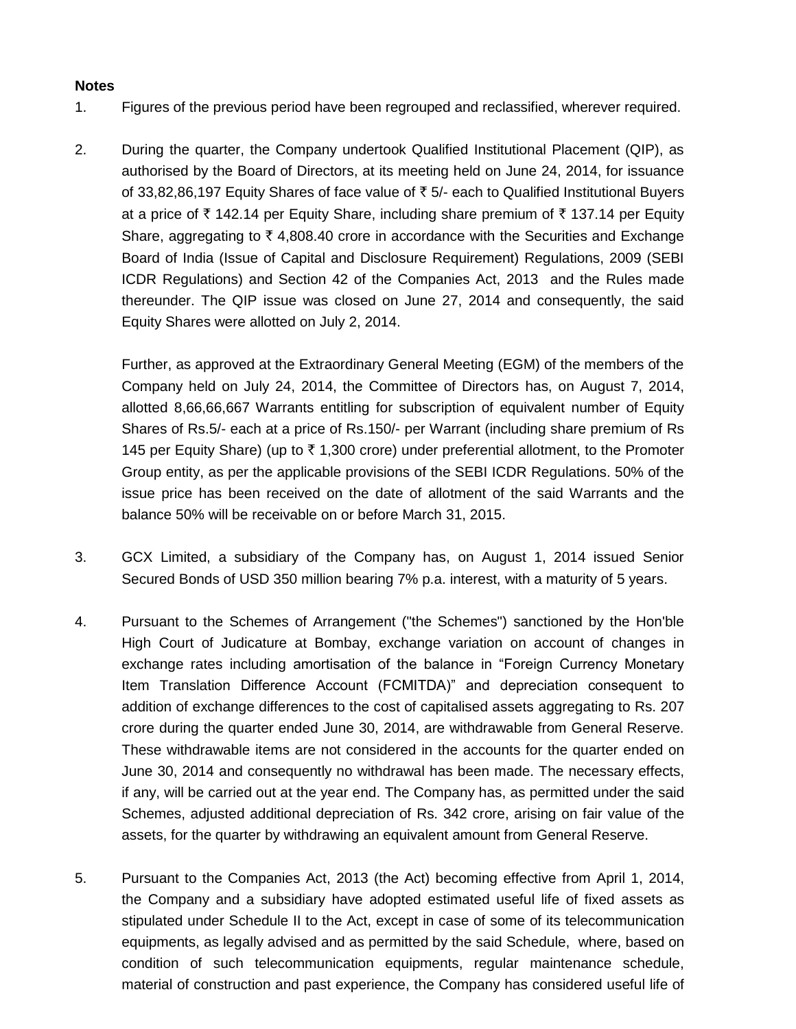**Notes**

1. Figures of the previous period have been regrouped and reclassified, wherever required.

2. During the quarter, the Company undertook Qualified Institutional Placement (QIP), as authorised by the Board of Directors, at its meeting held on June 24, 2014, for issuance of 33,82,86,197 Equity Shares of face value of ₹ 5/- each to Qualified Institutional Buyers at a price of ₹ 142.14 per Equity Share, including share premium of ₹ 137.14 per Equity Share, aggregating to ₹ 4,808.40 crore in accordance with the Securities and Exchange Board of India (Issue of Capital and Disclosure Requirement) Regulations, 2009 (SEBI ICDR Regulations) and Section 42 of the Companies Act, 2013 and the Rules made thereunder. The QIP issue was closed on June 27, 2014 and consequently, the said Equity Shares were allotted on July 2, 2014.

   Further, as approved at the Extraordinary General Meeting (EGM) of the members of the Company held on July 24, 2014, the Committee of Directors has, on August 7, 2014, allotted 8,66,66,667 Warrants entitling for subscription of equivalent number of Equity Shares of Rs.5/- each at a price of Rs.150/- per Warrant (including share premium of Rs 145 per Equity Share) (up to ₹ 1,300 crore) under preferential allotment, to the Promoter Group entity, as per the applicable provisions of the SEBI ICDR Regulations. 50% of the issue price has been received on the date of allotment of the said Warrants and the balance 50% will be receivable on or before March 31, 2015.

3. GCX Limited, a subsidiary of the Company has, on August 1, 2014 issued Senior Secured Bonds of USD 350 million bearing 7% p.a. interest, with a maturity of 5 years.

4. Pursuant to the Schemes of Arrangement ("the Schemes") sanctioned by the Hon'ble High Court of Judicature at Bombay, exchange variation on account of changes in exchange rates including amortisation of the balance in "Foreign Currency Monetary Item Translation Difference Account (FCMITDA)" and depreciation consequent to addition of exchange differences to the cost of capitalised assets aggregating to Rs. 207 crore during the quarter ended June 30, 2014, are withdrawable from General Reserve. These withdrawable items are not considered in the accounts for the quarter ended on June 30, 2014 and consequently no withdrawal has been made. The necessary effects, if any, will be carried out at the year end. The Company has, as permitted under the said Schemes, adjusted additional depreciation of Rs. 342 crore, arising on fair value of the assets, for the quarter by withdrawing an equivalent amount from General Reserve.

5. Pursuant to the Companies Act, 2013 (the Act) becoming effective from April 1, 2014, the Company and a subsidiary have adopted estimated useful life of fixed assets as stipulated under Schedule II to the Act, except in case of some of its telecommunication equipments, as legally advised and as permitted by the said Schedule, where, based on condition of such telecommunication equipments, regular maintenance schedule, material of construction and past experience, the Company has considered useful life of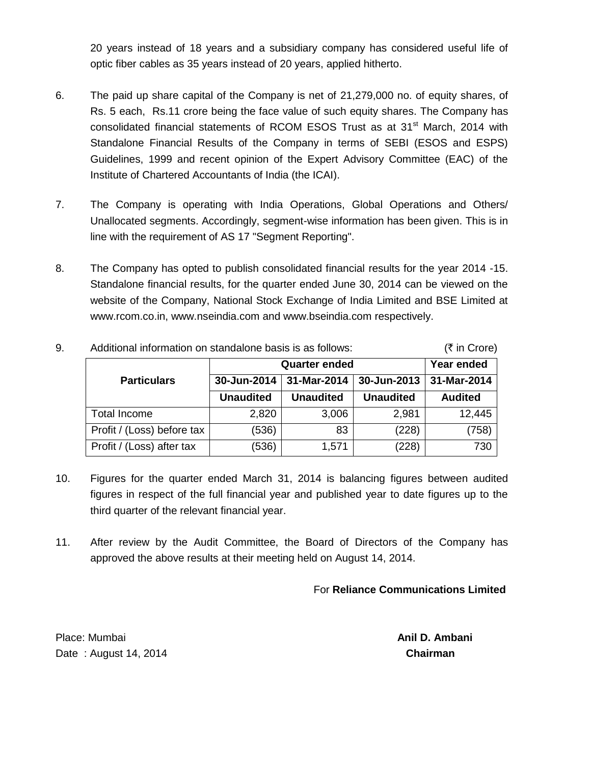20 years instead of 18 years and a subsidiary company has considered useful life of optic fiber cables as 35 years instead of 20 years, applied hitherto.

6. The paid up share capital of the Company is net of 21,279,000 no. of equity shares, of Rs. 5 each, Rs.11 crore being the face value of such equity shares. The Company has consolidated financial statements of RCOM ESOS Trust as at 31st March, 2014 with Standalone Financial Results of the Company in terms of SEBI (ESOS and ESPS) Guidelines, 1999 and recent opinion of the Expert Advisory Committee (EAC) of the Institute of Chartered Accountants of India (the ICAI).

7. The Company is operating with India Operations, Global Operations and Others/ Unallocated segments. Accordingly, segment-wise information has been given. This is in line with the requirement of AS 17 "Segment Reporting".

8. The Company has opted to publish consolidated financial results for the year 2014 -15. Standalone financial results, for the quarter ended June 30, 2014 can be viewed on the website of the Company, National Stock Exchange of India Limited and BSE Limited at www.rcom.co.in, www.nseindia.com and www.bseindia.com respectively.

9. Additional information on standalone basis is as follows: (₹ in Crore)

| Particulars | Quarter ended | | | Year ended |
|---|---|---|---|---|
| | 30-Jun-2014 | 31-Mar-2014 | 30-Jun-2013 | 31-Mar-2014 |
| | Unaudited | Unaudited | Unaudited | Audited |
| Total Income | 2,820 | 3,006 | 2,981 | 12,445 |
| Profit / (Loss) before tax | (536) | 83 | (228) | (758) |
| Profit / (Loss) after tax | (536) | 1,571 | (228) | 730 |

10. Figures for the quarter ended March 31, 2014 is balancing figures between audited figures in respect of the full financial year and published year to date figures up to the third quarter of the relevant financial year.

11. After review by the Audit Committee, the Board of Directors of the Company has approved the above results at their meeting held on August 14, 2014.

For **Reliance Communications Limited**

Place: Mumbai **Anil D. Ambani**

Date : August 14, 2014 **Chairman**